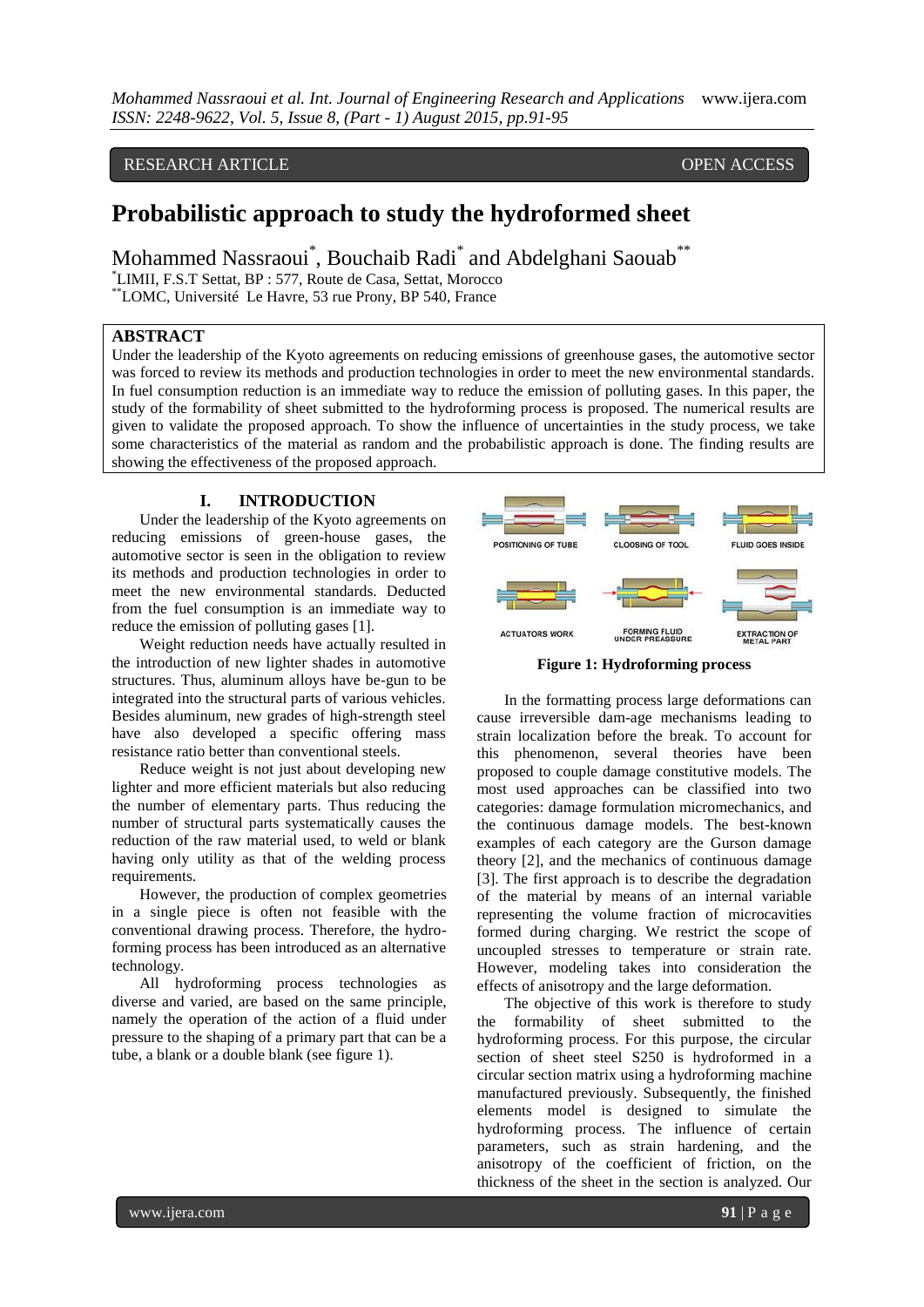RESEARCH ARTICLE OPEN ACCESS

# Probabilistic approach to study the hydroformed sheet

Mohammed Nassraoui[*], Bouchaib Radi[*] and Abdelghani Saouab[**]

[*]LIMII, F.S.T Settat, BP : 577, Route de Casa, Settat, Morocco
[**]LOMC, Université Le Havre, 53 rue Prony, BP 540, France

## ABSTRACT

Under the leadership of the Kyoto agreements on reducing emissions of greenhouse gases, the automotive sector was forced to review its methods and production technologies in order to meet the new environmental standards. In fuel consumption reduction is an immediate way to reduce the emission of polluting gases. In this paper, the study of the formability of sheet submitted to the hydroforming process is proposed. The numerical results are given to validate the proposed approach. To show the influence of uncertainties in the study process, we take some characteristics of the material as random and the probabilistic approach is done. The finding results are showing the effectiveness of the proposed approach.

## I. INTRODUCTION

Under the leadership of the Kyoto agreements on reducing emissions of green-house gases, the automotive sector is seen in the obligation to review its methods and production technologies in order to meet the new environmental standards. Deducted from the fuel consumption is an immediate way to reduce the emission of polluting gases [1].

Weight reduction needs have actually resulted in the introduction of new lighter shades in automotive structures. Thus, aluminum alloys have be-gun to be integrated into the structural parts of various vehicles. Besides aluminum, new grades of high-strength steel have also developed a specific offering mass resistance ratio better than conventional steels.

Reduce weight is not just about developing new lighter and more efficient materials but also reducing the number of elementary parts. Thus reducing the number of structural parts systematically causes the reduction of the raw material used, to weld or blank having only utility as that of the welding process requirements.

However, the production of complex geometries in a single piece is often not feasible with the conventional drawing process. Therefore, the hydro-forming process has been introduced as an alternative technology.

All hydroforming process technologies as diverse and varied, are based on the same principle, namely the operation of the action of a fluid under pressure to the shaping of a primary part that can be a tube, a blank or a double blank (see figure 1).

POSITIONING OF TUBE | CLOOSING OF TOOL | FLUID GOES INSIDE | ACTUATORS WORK | FORMING FLUID UNDER PREASSURE | EXTRACTION OF METAL PART

**Figure 1: Hydroforming process**

In the formatting process large deformations can cause irreversible dam-age mechanisms leading to strain localization before the break. To account for this phenomenon, several theories have been proposed to couple damage constitutive models. The most used approaches can be classified into two categories: damage formulation micromechanics, and the continuous damage models. The best-known examples of each category are the Gurson damage theory [2], and the mechanics of continuous damage [3]. The first approach is to describe the degradation of the material by means of an internal variable representing the volume fraction of microcavities formed during charging. We restrict the scope of uncoupled stresses to temperature or strain rate. However, modeling takes into consideration the effects of anisotropy and the large deformation.

The objective of this work is therefore to study the formability of sheet submitted to the hydroforming process. For this purpose, the circular section of sheet steel S250 is hydroformed in a circular section matrix using a hydroforming machine manufactured previously. Subsequently, the finished elements model is designed to simulate the hydroforming process. The influence of certain parameters, such as strain hardening, and the anisotropy of the coefficient of friction, on the thickness of the sheet in the section is analyzed. Our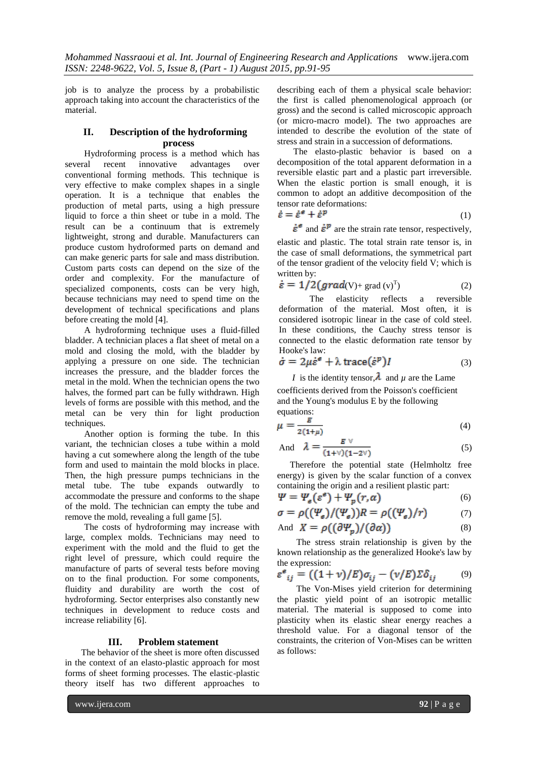job is to analyze the process by a probabilistic approach taking into account the characteristics of the material.

## II. Description of the hydroforming process

Hydroforming process is a method which has several recent innovative advantages over conventional forming methods. This technique is very effective to make complex shapes in a single operation. It is a technique that enables the production of metal parts, using a high pressure liquid to force a thin sheet or tube in a mold. The result can be a continuum that is extremely lightweight, strong and durable. Manufacturers can produce custom hydroformed parts on demand and can make generic parts for sale and mass distribution. Custom parts costs can depend on the size of the order and complexity. For the manufacture of specialized components, costs can be very high, because technicians may need to spend time on the development of technical specifications and plans before creating the mold [4].

A hydroforming technique uses a fluid-filled bladder. A technician places a flat sheet of metal on a mold and closing the mold, with the bladder by applying a pressure on one side. The technician increases the pressure, and the bladder forces the metal in the mold. When the technician opens the two halves, the formed part can be fully withdrawn. High levels of forms are possible with this method, and the metal can be very thin for light production techniques.

Another option is forming the tube. In this variant, the technician closes a tube within a mold having a cut somewhere along the length of the tube form and used to maintain the mold blocks in place. Then, the high pressure pumps technicians in the metal tube. The tube expands outwardly to accommodate the pressure and conforms to the shape of the mold. The technician can empty the tube and remove the mold, revealing a full game [5].

The costs of hydroforming may increase with large, complex molds. Technicians may need to experiment with the mold and the fluid to get the right level of pressure, which could require the manufacture of parts of several tests before moving on to the final production. For some components, fluidity and durability are worth the cost of hydroforming. Sector enterprises also constantly new techniques in development to reduce costs and increase reliability [6].

## III. Problem statement

The behavior of the sheet is more often discussed in the context of an elasto-plastic approach for most forms of sheet forming processes. The elastic-plastic theory itself has two different approaches to describing each of them a physical scale behavior: the first is called phenomenological approach (or gross) and the second is called microscopic approach (or micro-macro model). The two approaches are intended to describe the evolution of the state of stress and strain in a succession of deformations.

The elasto-plastic behavior is based on a decomposition of the total apparent deformation in a reversible elastic part and a plastic part irreversible. When the elastic portion is small enough, it is common to adopt an additive decomposition of the tensor rate deformations:

$$\dot{\varepsilon} = \dot{\varepsilon}^e + \dot{\varepsilon}^p \tag{1}$$

$\dot{\varepsilon}^e$ and $\dot{\varepsilon}^p$ are the strain rate tensor, respectively, elastic and plastic. The total strain rate tensor is, in the case of small deformations, the symmetrical part of the tensor gradient of the velocity field V; which is written by:

$$\dot{\varepsilon} = 1/2(\mathbf{grad}(V) + \text{grad}(v)^T) \tag{2}$$

The elasticity reflects a reversible deformation of the material. Most often, it is considered isotropic linear in the case of cold steel. In these conditions, the Cauchy stress tensor is connected to the elastic deformation rate tensor by Hooke's law:

$$\dot{\sigma} = 2\mu\dot{\varepsilon}^e + \lambda\,\text{trace}(\dot{\varepsilon}^p)I \tag{3}$$

$I$ is the identity tensor, $\lambda$ and $\mu$ are the Lame coefficients derived from the Poisson's coefficient and the Young's modulus E by the following equations:

$$\mu = \frac{E}{2(1+\mu)} \tag{4}$$

And $$\lambda = \frac{E\,\nu}{(1+\nu)(1-2\nu)} \tag{5}$$

Therefore the potential state (Helmholtz free energy) is given by the scalar function of a convex containing the origin and a resilient plastic part:

$$\Psi = \Psi_e(\varepsilon^e) + \Psi_p(r,\alpha) \tag{6}$$

$$\sigma = \rho((\Psi_e)/(\Psi_e))R = \rho((\Psi_e)/r) \tag{7}$$

And $$X = \rho((\partial\Psi_p)/(\partial\alpha)) \tag{8}$$

The stress strain relationship is given by the known relationship as the generalized Hooke's law by the expression:

$$\varepsilon^e{}_{ij} = ((1+\nu)/E)\sigma_{ij} - (\nu/E)\Sigma\delta_{ij} \tag{9}$$

The Von-Mises yield criterion for determining the plastic yield point of an isotropic metallic material. The material is supposed to come into plasticity when its elastic shear energy reaches a threshold value. For a diagonal tensor of the constraints, the criterion of Von-Mises can be written as follows: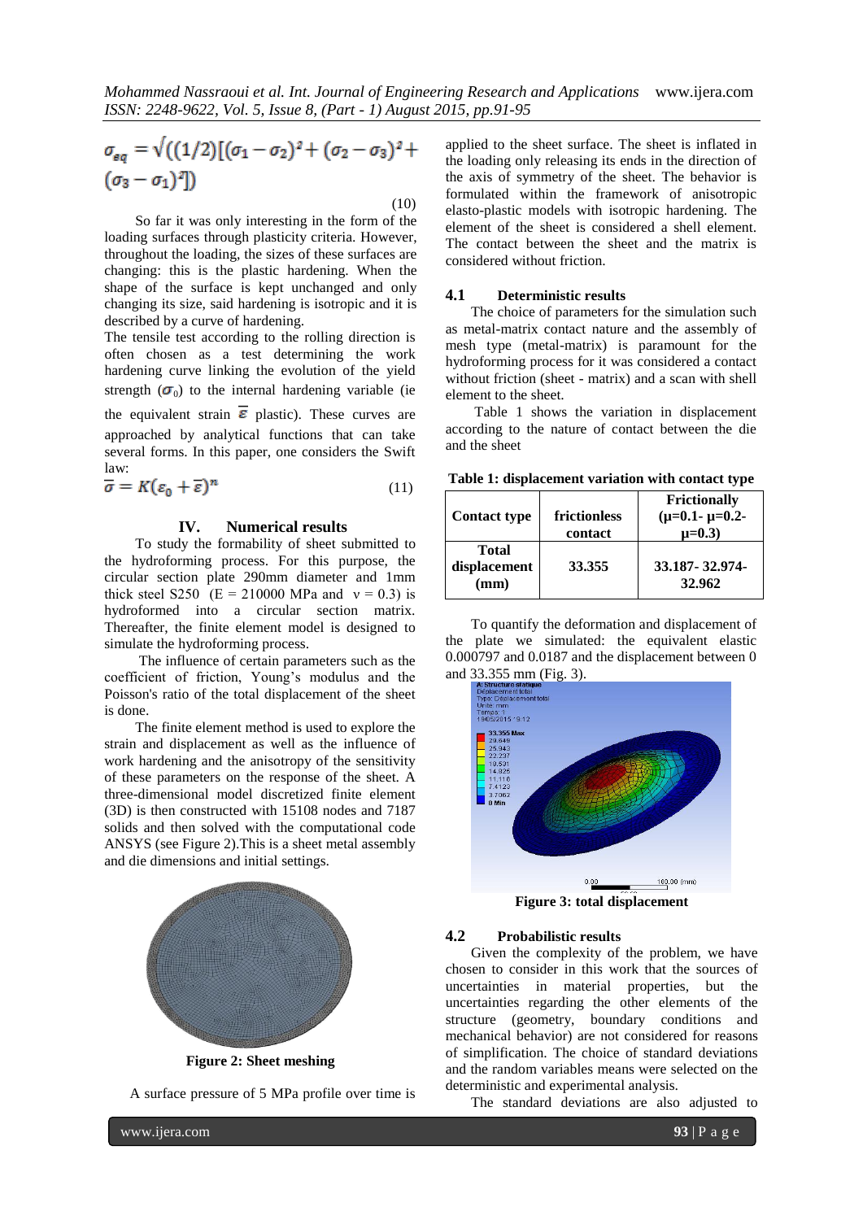$$\sigma_{eq} = \sqrt{((1/2)[(\sigma_1 - \sigma_2)^2 + (\sigma_2 - \sigma_3)^2 + (\sigma_3 - \sigma_1)^2])} \tag{10}$$

So far it was only interesting in the form of the loading surfaces through plasticity criteria. However, throughout the loading, the sizes of these surfaces are changing: this is the plastic hardening. When the shape of the surface is kept unchanged and only changing its size, said hardening is isotropic and it is described by a curve of hardening.

The tensile test according to the rolling direction is often chosen as a test determining the work hardening curve linking the evolution of the yield strength ($\sigma_0$) to the internal hardening variable (ie the equivalent strain $\bar{\varepsilon}$ plastic). These curves are approached by analytical functions that can take several forms. In this paper, one considers the Swift law:

$$\bar{\sigma} = K(\varepsilon_0 + \bar{\varepsilon})^n \tag{11}$$

## IV. Numerical results

To study the formability of sheet submitted to the hydroforming process. For this purpose, the circular section plate 290mm diameter and 1mm thick steel S250 (E = 210000 MPa and ν = 0.3) is hydroformed into a circular section matrix. Thereafter, the finite element model is designed to simulate the hydroforming process.

The influence of certain parameters such as the coefficient of friction, Young's modulus and the Poisson's ratio of the total displacement of the sheet is done.

The finite element method is used to explore the strain and displacement as well as the influence of work hardening and the anisotropy of the sensitivity of these parameters on the response of the sheet. A three-dimensional model discretized finite element (3D) is then constructed with 15108 nodes and 7187 solids and then solved with the computational code ANSYS (see Figure 2).This is a sheet metal assembly and die dimensions and initial settings.

**Figure 2: Sheet meshing**

A surface pressure of 5 MPa profile over time is applied to the sheet surface. The sheet is inflated in the loading only releasing its ends in the direction of the axis of symmetry of the sheet. The behavior is formulated within the framework of anisotropic elasto-plastic models with isotropic hardening. The element of the sheet is considered a shell element. The contact between the sheet and the matrix is considered without friction.

### 4.1 Deterministic results

The choice of parameters for the simulation such as metal-matrix contact nature and the assembly of mesh type (metal-matrix) is paramount for the hydroforming process for it was considered a contact without friction (sheet - matrix) and a scan with shell element to the sheet.

Table 1 shows the variation in displacement according to the nature of contact between the die and the sheet

**Table 1: displacement variation with contact type**

| Contact type | frictionless contact | Frictionally (μ=0.1- μ=0.2- μ=0.3) |
|---|---|---|
| Total displacement (mm) | 33.355 | 33.187- 32.974- 32.962 |

To quantify the deformation and displacement of the plate we simulated: the equivalent elastic 0.000797 and 0.0187 and the displacement between 0 and 33.355 mm (Fig. 3).

**Figure 3: total displacement**

### 4.2 Probabilistic results

Given the complexity of the problem, we have chosen to consider in this work that the sources of uncertainties in material properties, but the uncertainties regarding the other elements of the structure (geometry, boundary conditions and mechanical behavior) are not considered for reasons of simplification. The choice of standard deviations and the random variables means were selected on the deterministic and experimental analysis.

The standard deviations are also adjusted to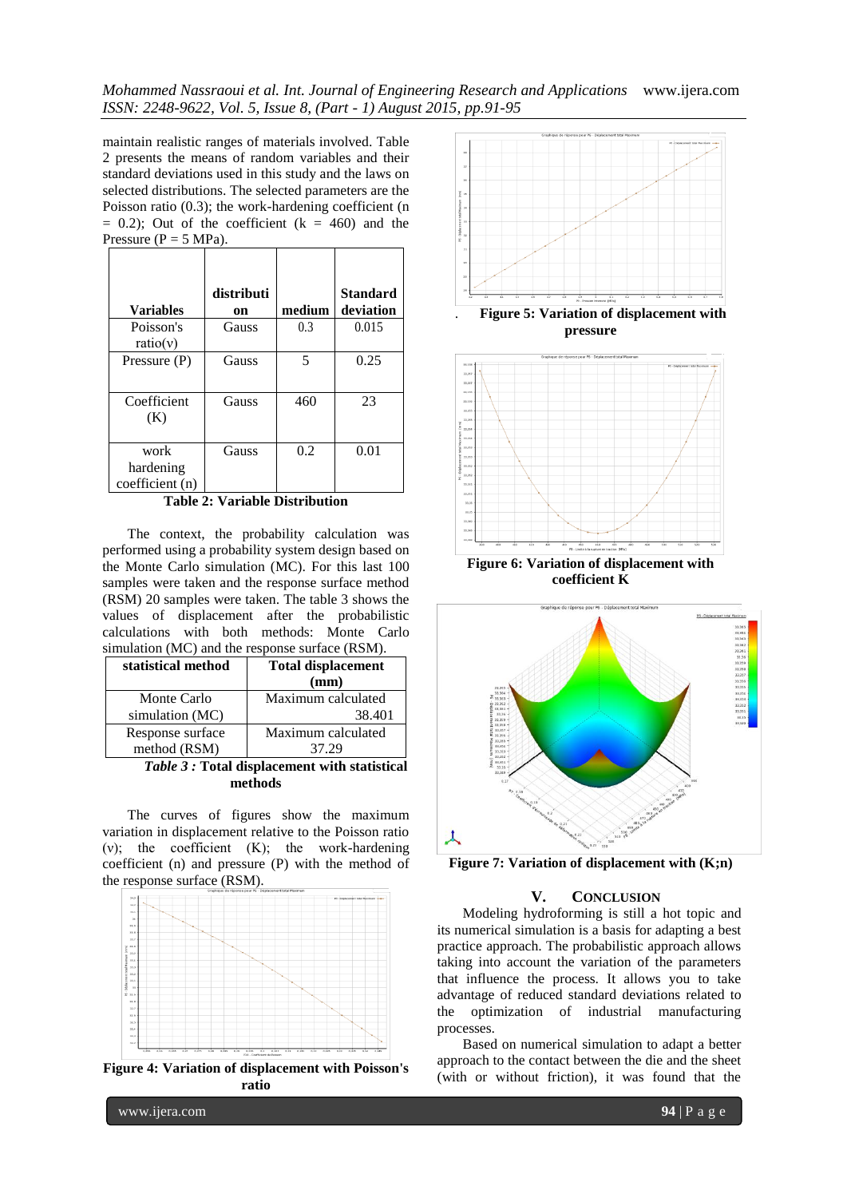maintain realistic ranges of materials involved. Table 2 presents the means of random variables and their standard deviations used in this study and the laws on selected distributions. The selected parameters are the Poisson ratio (0.3); the work-hardening coefficient (n = 0.2); Out of the coefficient (k = 460) and the Pressure (P = 5 MPa).

| Variables | distribution | medium | Standard deviation |
|---|---|---|---|
| Poisson's ratio(v) | Gauss | 0.3 | 0.015 |
| Pressure (P) | Gauss | 5 | 0.25 |
| Coefficient (K) | Gauss | 460 | 23 |
| work hardening coefficient (n) | Gauss | 0.2 | 0.01 |

**Table 2: Variable Distribution**

The context, the probability calculation was performed using a probability system design based on the Monte Carlo simulation (MC). For this last 100 samples were taken and the response surface method (RSM) 20 samples were taken. The table 3 shows the values of displacement after the probabilistic calculations with both methods: Monte Carlo simulation (MC) and the response surface (RSM).

| statistical method | Total displacement (mm) |
|---|---|
| Monte Carlo simulation (MC) | Maximum calculated 38.401 |
| Response surface method (RSM) | Maximum calculated 37.29 |

***Table 3 :* Total displacement with statistical methods**

The curves of figures show the maximum variation in displacement relative to the Poisson ratio (v); the coefficient (K); the work-hardening coefficient (n) and pressure (P) with the method of the response surface (RSM).

**Figure 4: Variation of displacement with Poisson's ratio**

**Figure 5: Variation of displacement with pressure**

**Figure 6: Variation of displacement with coefficient K**

**Figure 7: Variation of displacement with (K;n)**

## V. CONCLUSION

Modeling hydroforming is still a hot topic and its numerical simulation is a basis for adapting a best practice approach. The probabilistic approach allows taking into account the variation of the parameters that influence the process. It allows you to take advantage of reduced standard deviations related to the optimization of industrial manufacturing processes.

Based on numerical simulation to adapt a better approach to the contact between the die and the sheet (with or without friction), it was found that the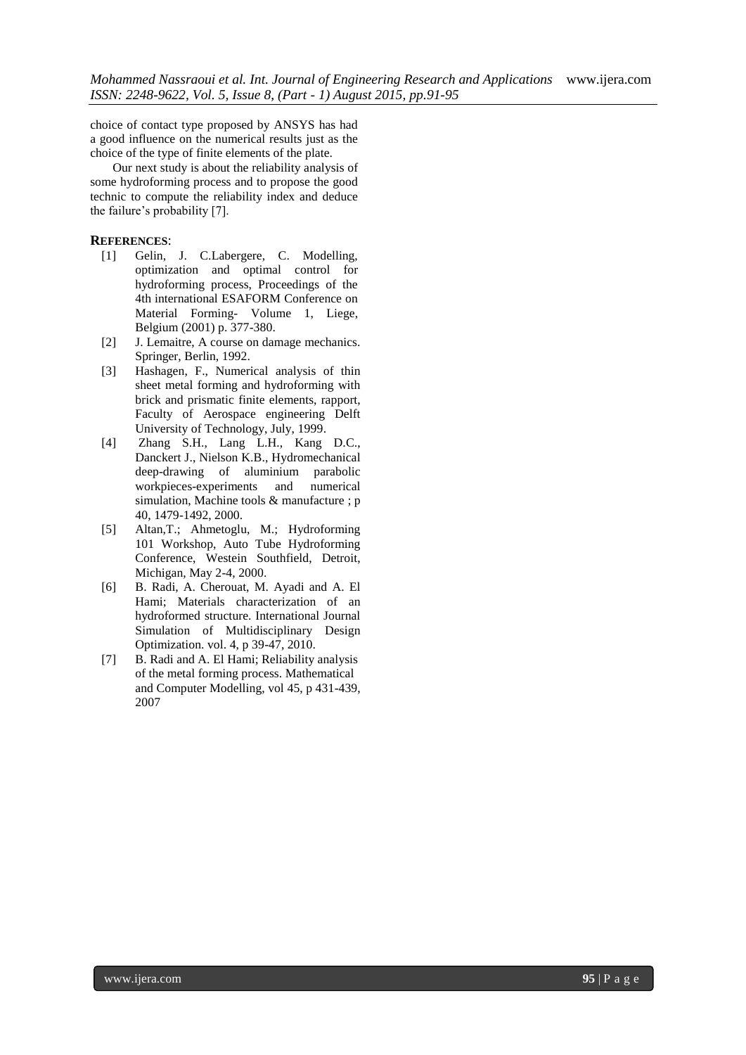choice of contact type proposed by ANSYS has had a good influence on the numerical results just as the choice of the type of finite elements of the plate.

Our next study is about the reliability analysis of some hydroforming process and to propose the good technic to compute the reliability index and deduce the failure's probability [7].

## REFERENCES:

- [1] Gelin, J. C.Labergere, C. Modelling, optimization and optimal control for hydroforming process, Proceedings of the 4th international ESAFORM Conference on Material Forming- Volume 1, Liege, Belgium (2001) p. 377-380.
- [2] J. Lemaitre, A course on damage mechanics. Springer, Berlin, 1992.
- [3] Hashagen, F., Numerical analysis of thin sheet metal forming and hydroforming with brick and prismatic finite elements, rapport, Faculty of Aerospace engineering Delft University of Technology, July, 1999.
- [4] Zhang S.H., Lang L.H., Kang D.C., Danckert J., Nielson K.B., Hydromechanical deep-drawing of aluminium parabolic workpieces-experiments and numerical simulation, Machine tools & manufacture ; p 40, 1479-1492, 2000.
- [5] Altan,T.; Ahmetoglu, M.; Hydroforming 101 Workshop, Auto Tube Hydroforming Conference, Westein Southfield, Detroit, Michigan, May 2-4, 2000.
- [6] B. Radi, A. Cherouat, M. Ayadi and A. El Hami; Materials characterization of an hydroformed structure. International Journal Simulation of Multidisciplinary Design Optimization. vol. 4, p 39-47, 2010.
- [7] B. Radi and A. El Hami; Reliability analysis of the metal forming process. Mathematical and Computer Modelling, vol 45, p 431-439, 2007